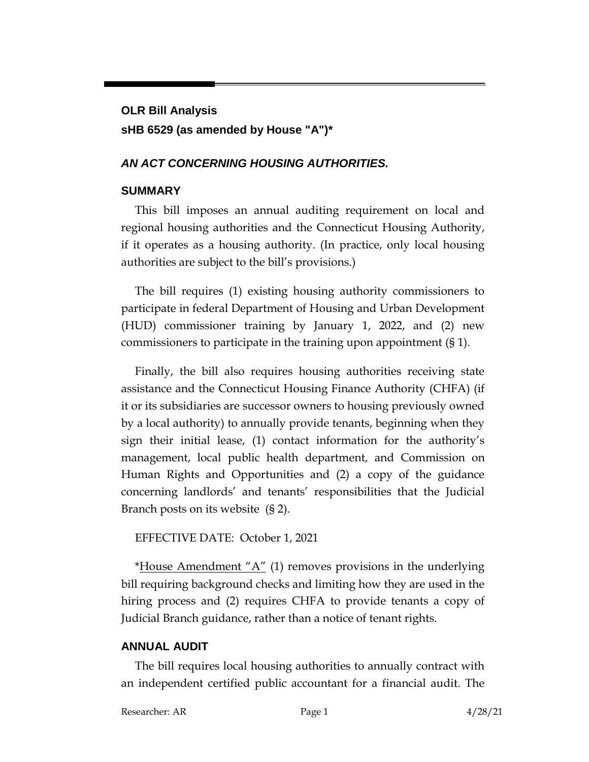**OLR Bill Analysis**

**sHB 6529 (as amended by House "A")***

***AN ACT CONCERNING HOUSING AUTHORITIES.***

## SUMMARY

This bill imposes an annual auditing requirement on local and regional housing authorities and the Connecticut Housing Authority, if it operates as a housing authority. (In practice, only local housing authorities are subject to the bill's provisions.)

The bill requires (1) existing housing authority commissioners to participate in federal Department of Housing and Urban Development (HUD) commissioner training by January 1, 2022, and (2) new commissioners to participate in the training upon appointment (§ 1).

Finally, the bill also requires housing authorities receiving state assistance and the Connecticut Housing Finance Authority (CHFA) (if it or its subsidiaries are successor owners to housing previously owned by a local authority) to annually provide tenants, beginning when they sign their initial lease, (1) contact information for the authority's management, local public health department, and Commission on Human Rights and Opportunities and (2) a copy of the guidance concerning landlords' and tenants' responsibilities that the Judicial Branch posts on its website (§ 2).

EFFECTIVE DATE: October 1, 2021

*House Amendment "A" (1) removes provisions in the underlying bill requiring background checks and limiting how they are used in the hiring process and (2) requires CHFA to provide tenants a copy of Judicial Branch guidance, rather than a notice of tenant rights.

## ANNUAL AUDIT

The bill requires local housing authorities to annually contract with an independent certified public accountant for a financial audit. The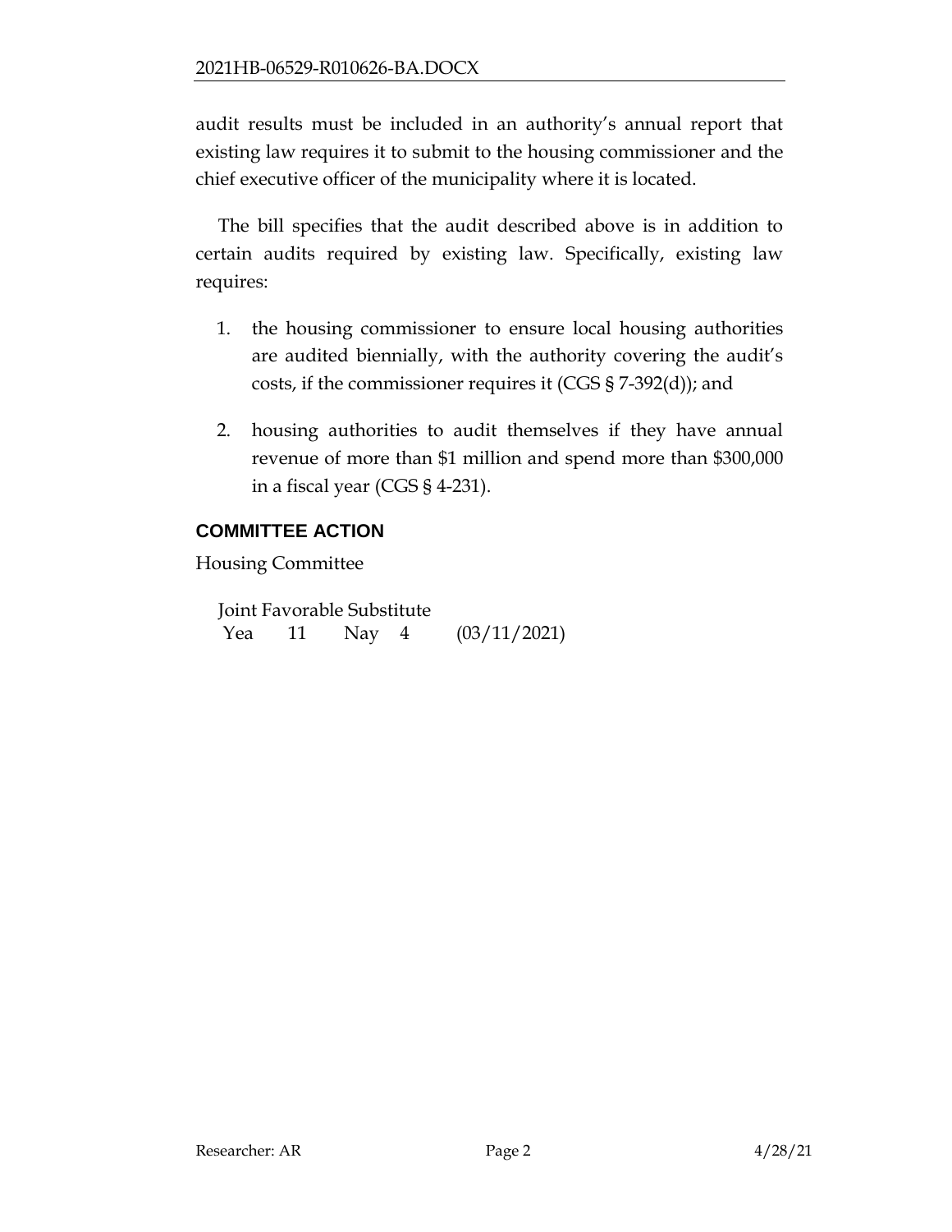audit results must be included in an authority's annual report that existing law requires it to submit to the housing commissioner and the chief executive officer of the municipality where it is located.

The bill specifies that the audit described above is in addition to certain audits required by existing law. Specifically, existing law requires:

1. the housing commissioner to ensure local housing authorities are audited biennially, with the authority covering the audit's costs, if the commissioner requires it (CGS § 7-392(d)); and
2. housing authorities to audit themselves if they have annual revenue of more than $1 million and spend more than $300,000 in a fiscal year (CGS § 4-231).

## COMMITTEE ACTION

Housing Committee

| | | | | |
|---|---|---|---|---|
| Joint Favorable Substitute | | | | |
| Yea | 11 | Nay | 4 | (03/11/2021) |